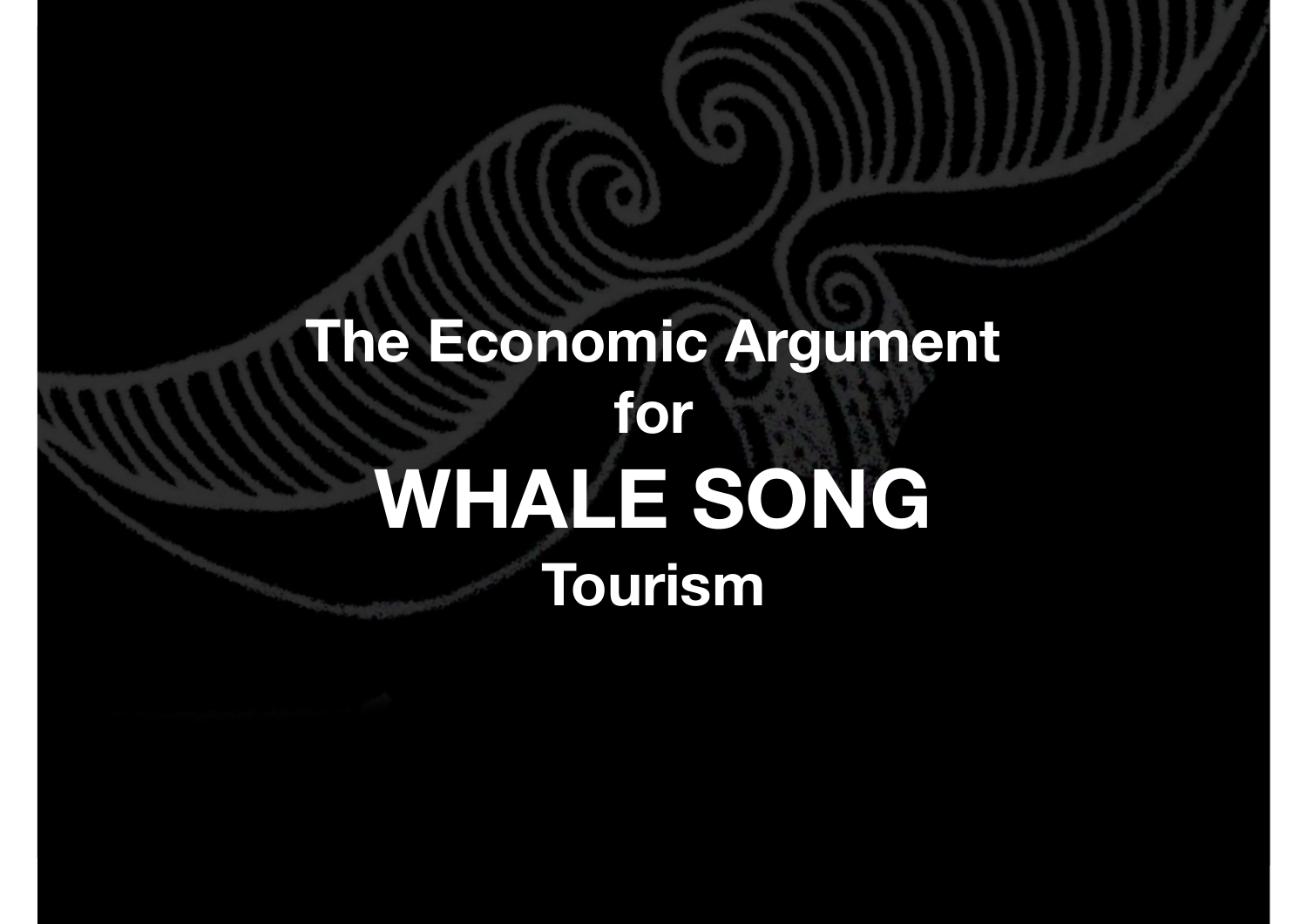# The Economic Argument for WHALE SONG Tourism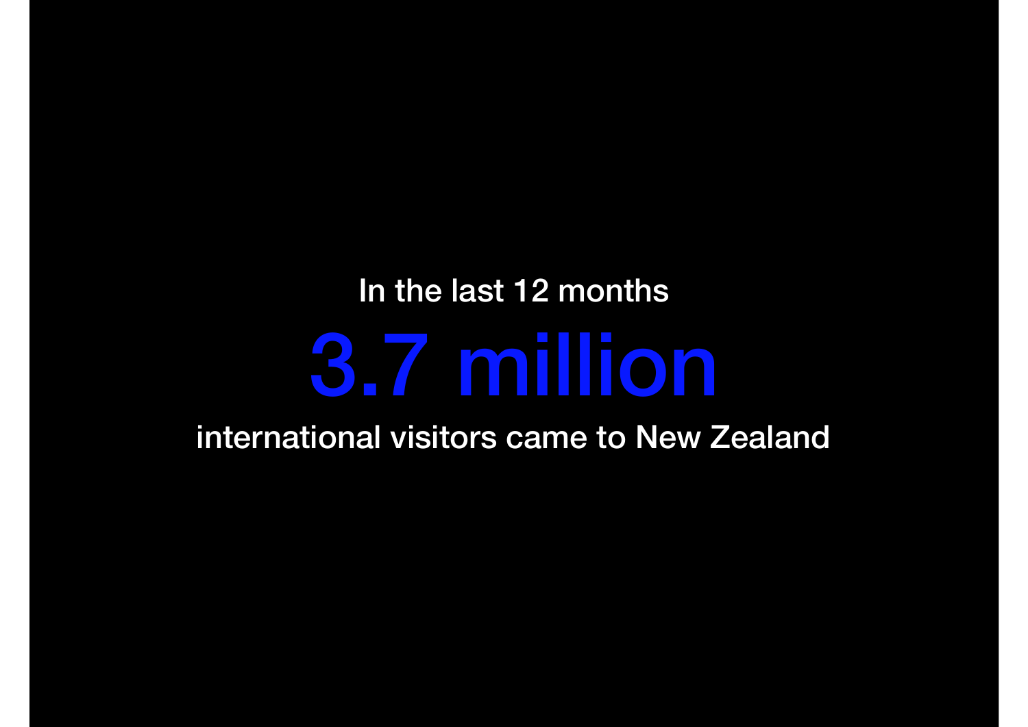In the last 12 months

# 3.7 million

international visitors came to New Zealand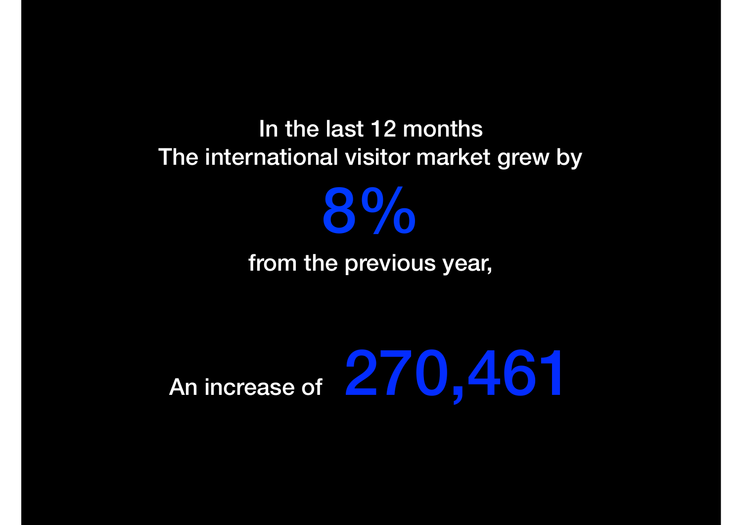In the last 12 months
The international visitor market grew by

**8%**

from the previous year,

An increase of **270,461**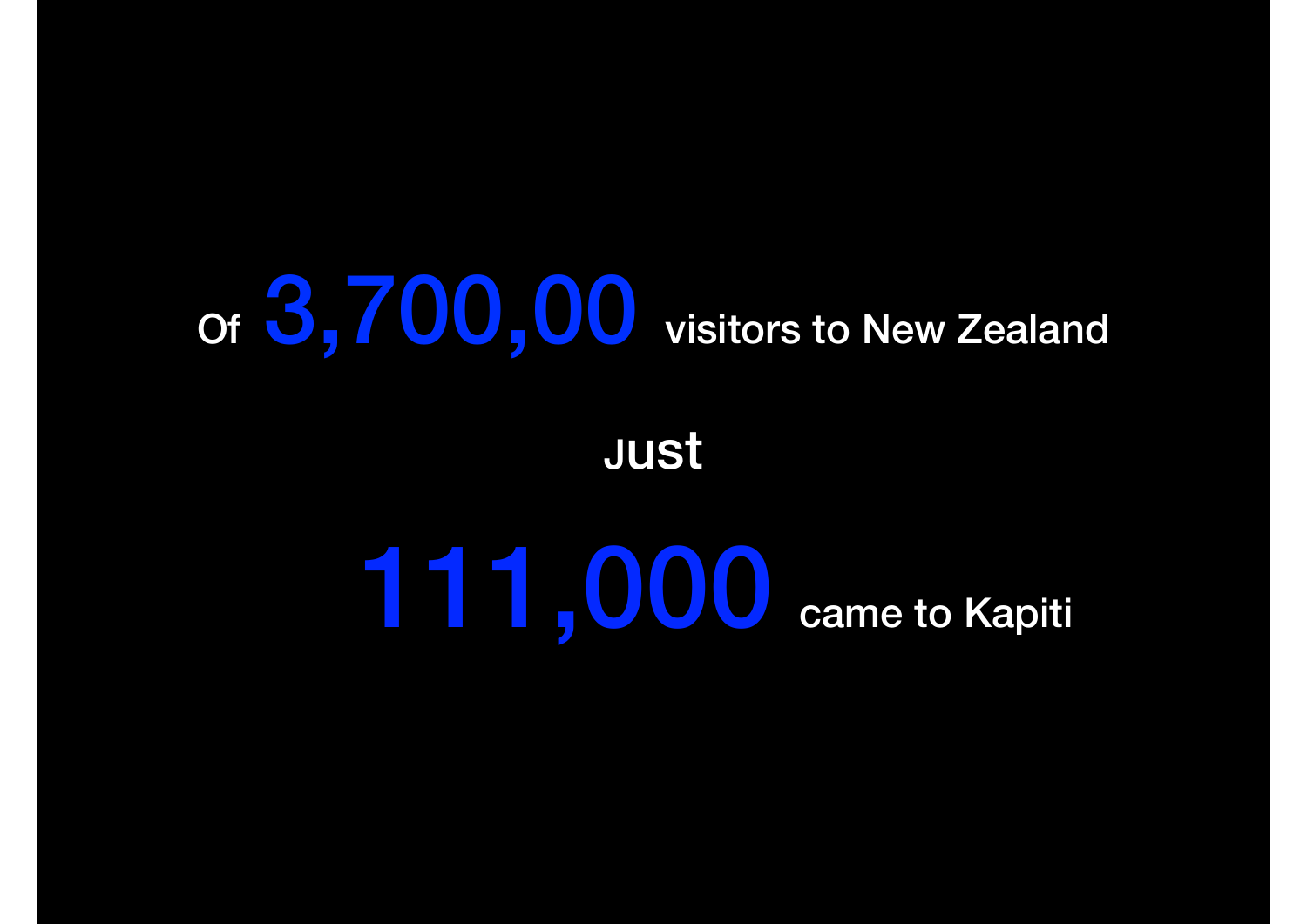Of **3,700,00** visitors to New Zealand

Just

**111,000** came to Kapiti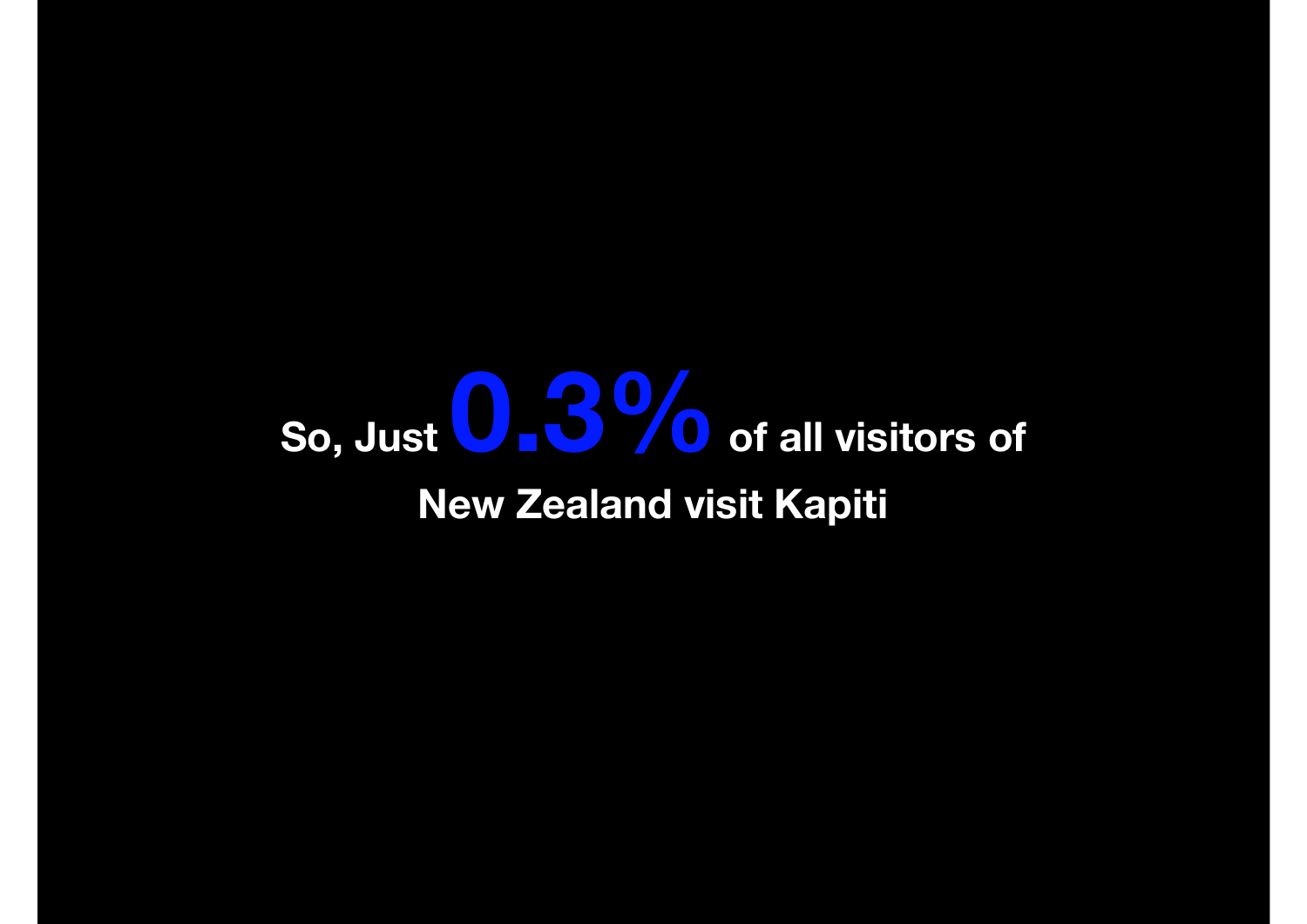So, Just **0.3%** of all visitors of New Zealand visit Kapiti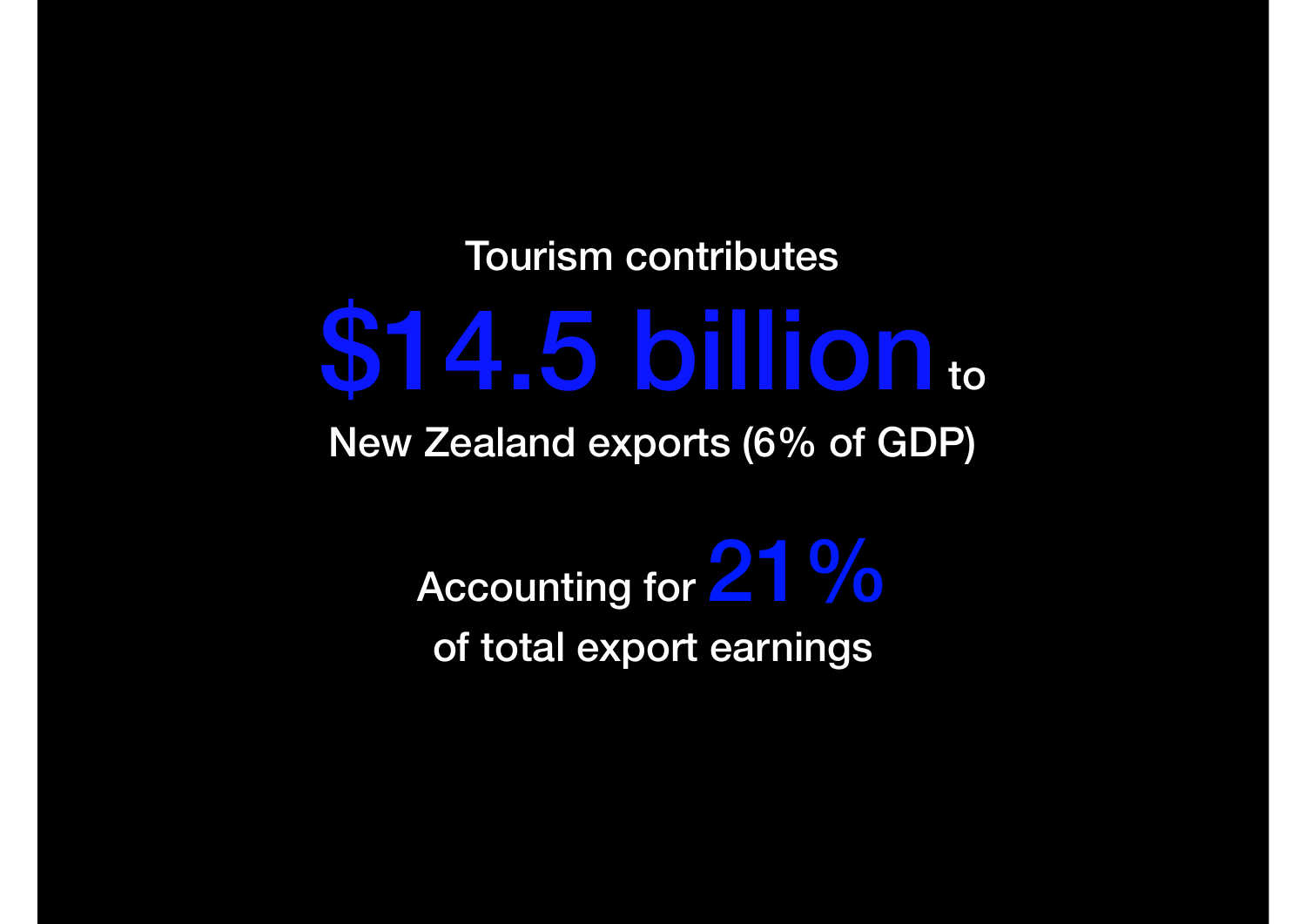Tourism contributes

**$14.5 billion** to

New Zealand exports (6% of GDP)

Accounting for **21%**

of total export earnings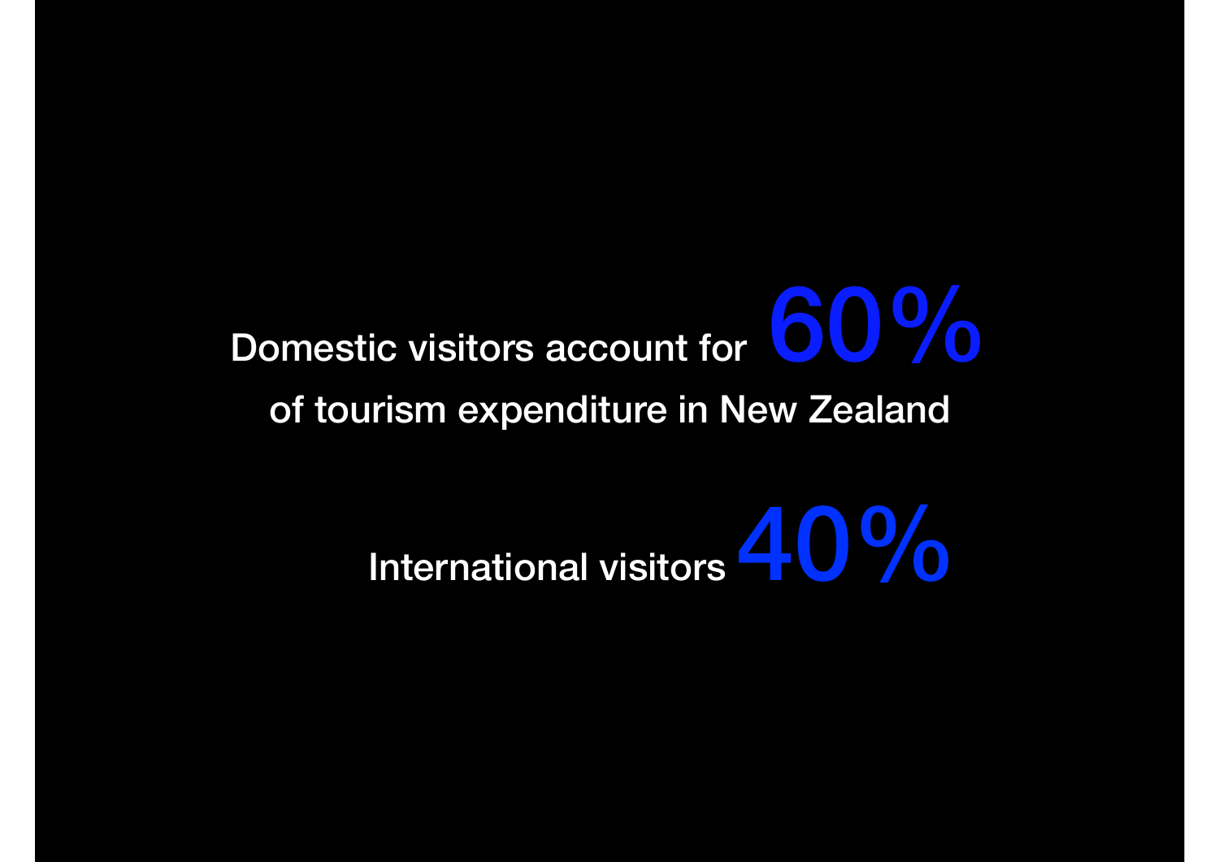Domestic visitors account for **60%** of tourism expenditure in New Zealand

International visitors **40%**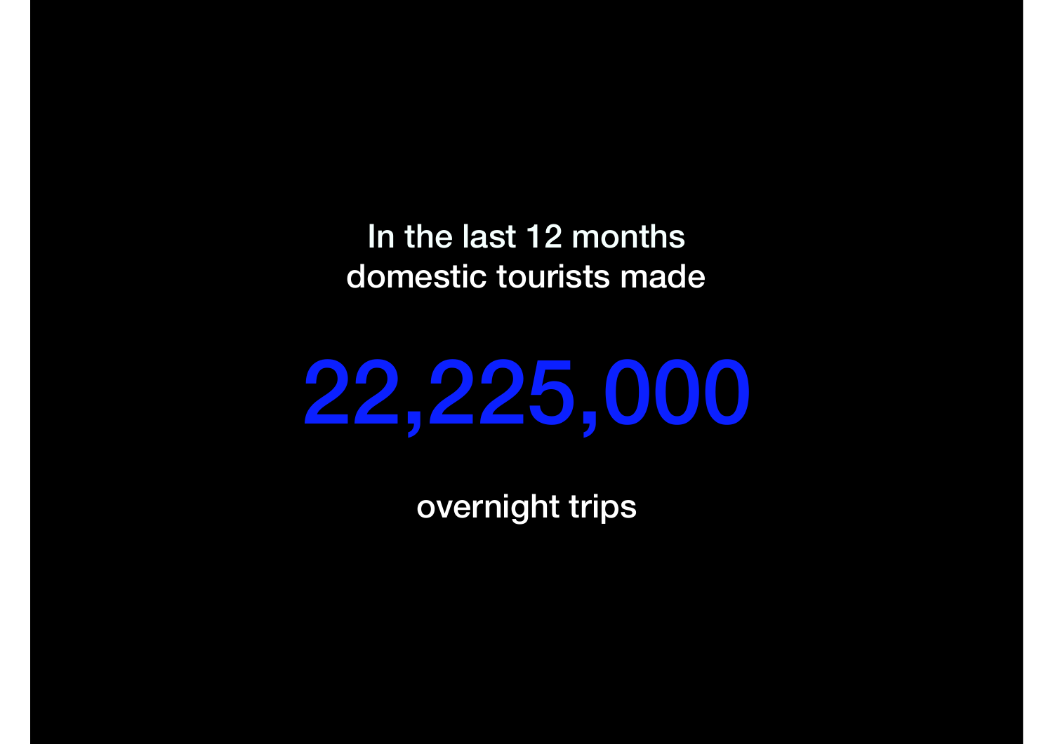In the last 12 months
domestic tourists made

# 22,225,000

overnight trips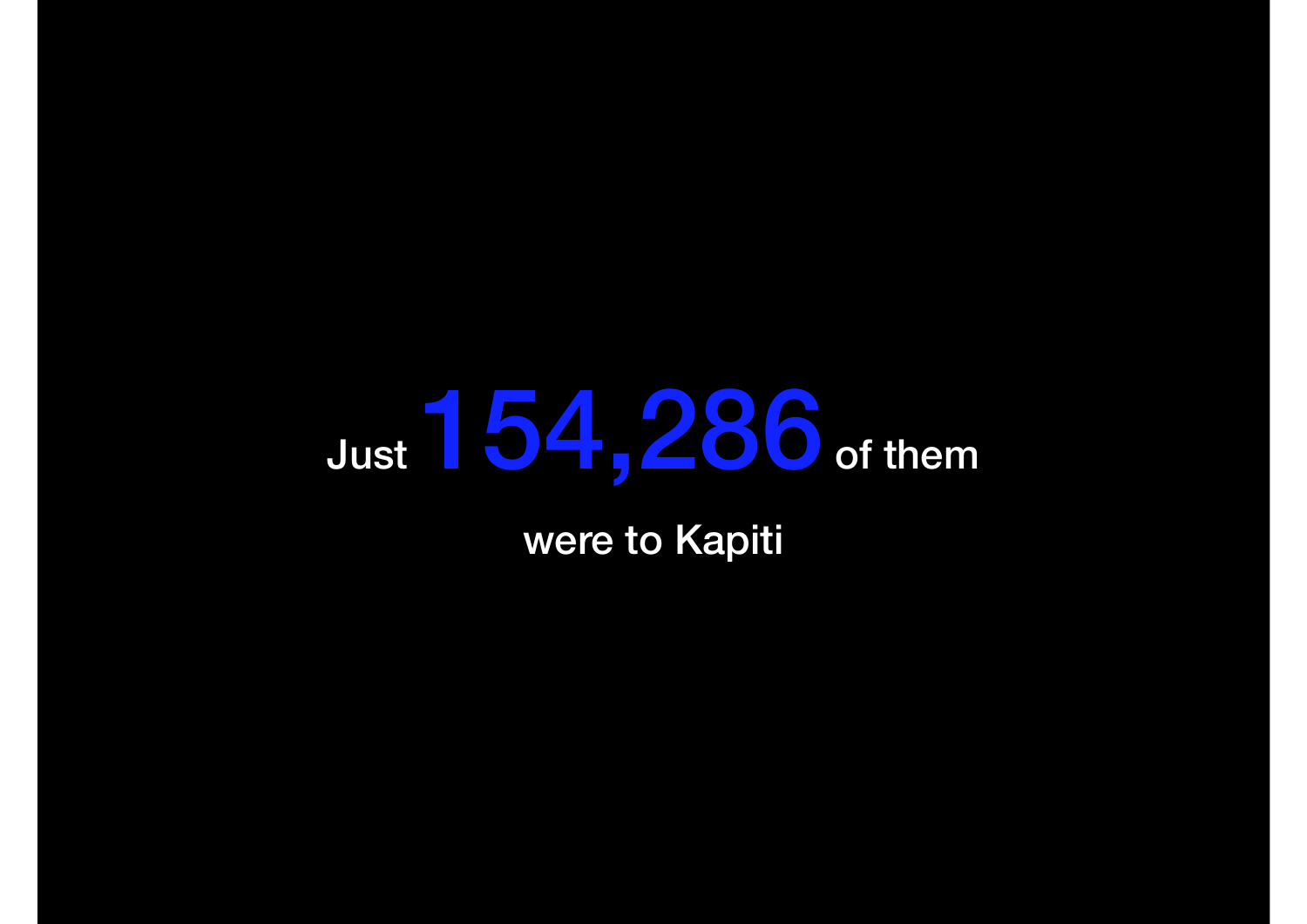Just **154,286** of them

were to Kapiti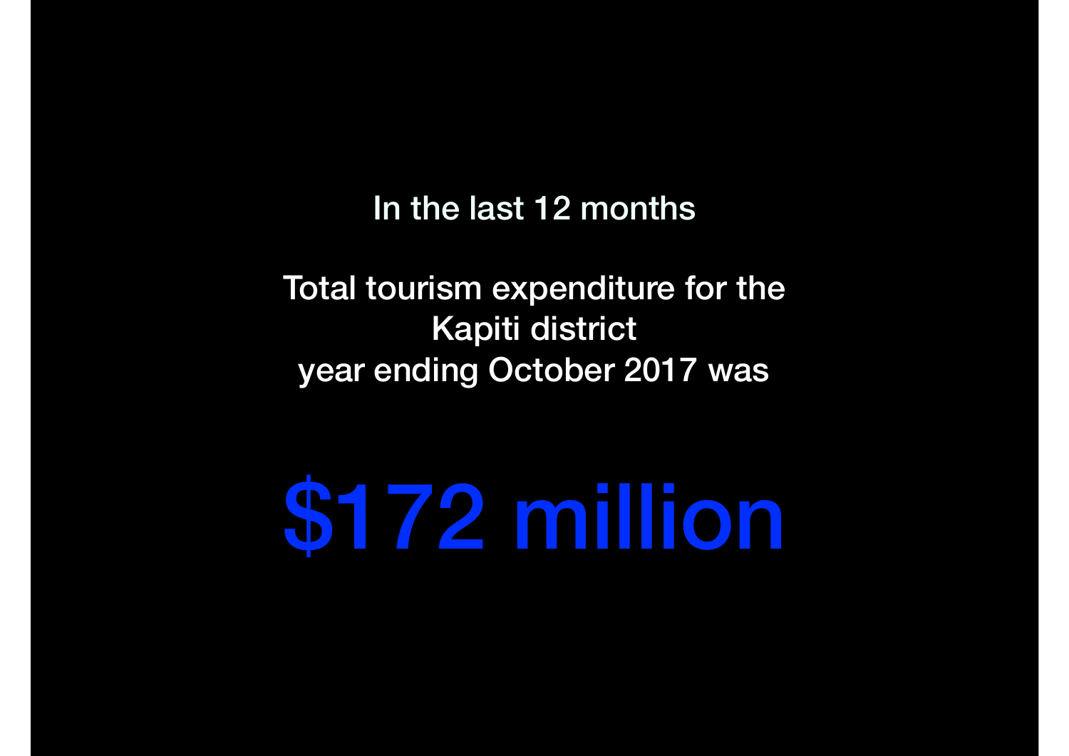In the last 12 months

Total tourism expenditure for the Kapiti district year ending October 2017 was

# $172 million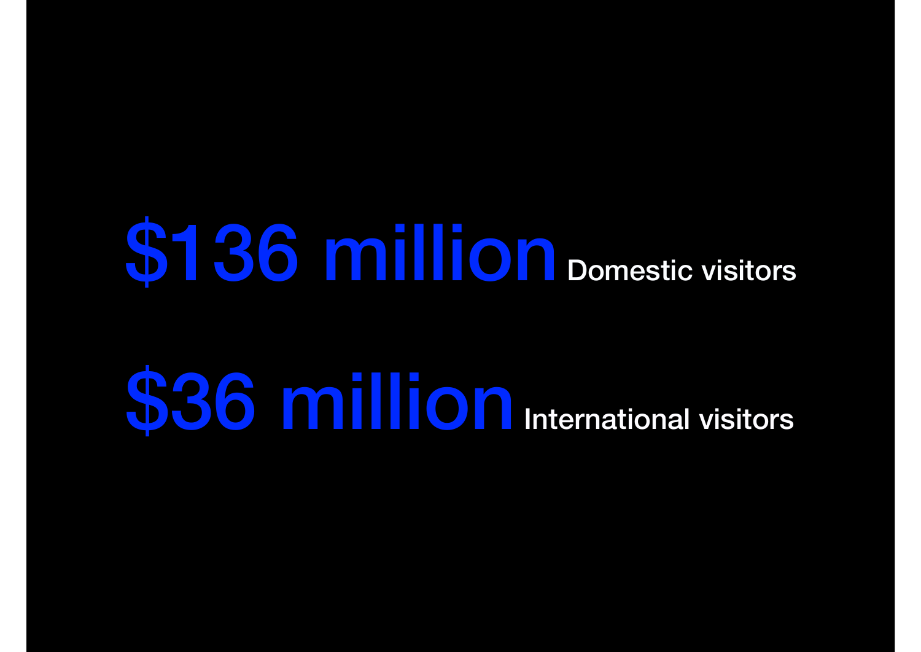**$136 million** Domestic visitors

**$36 million** International visitors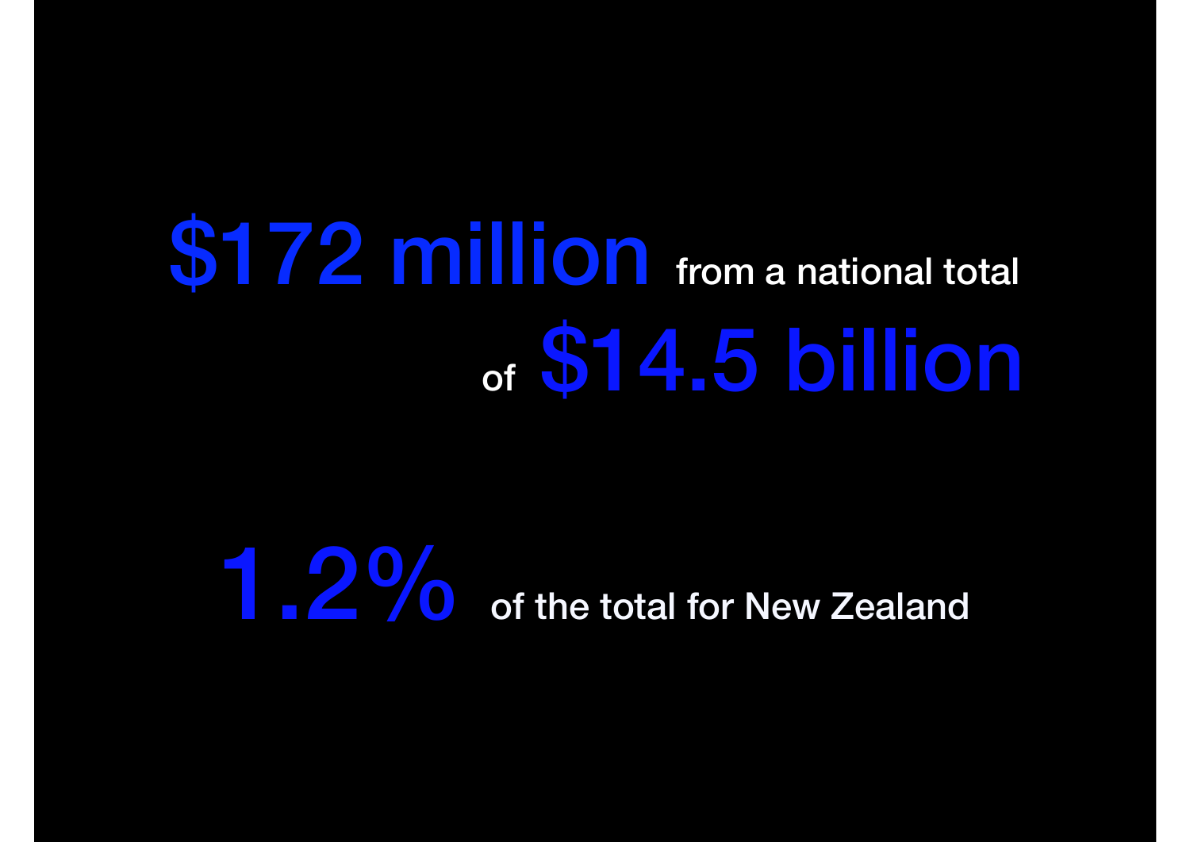**$172 million** from a national total of **$14.5 billion**

**1.2%** of the total for New Zealand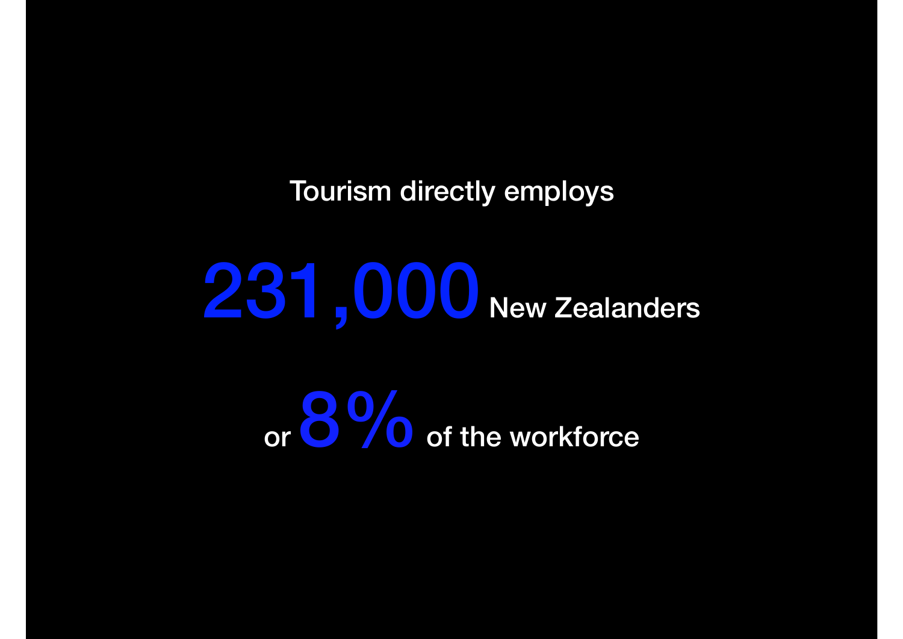Tourism directly employs

**231,000** New Zealanders

or **8%** of the workforce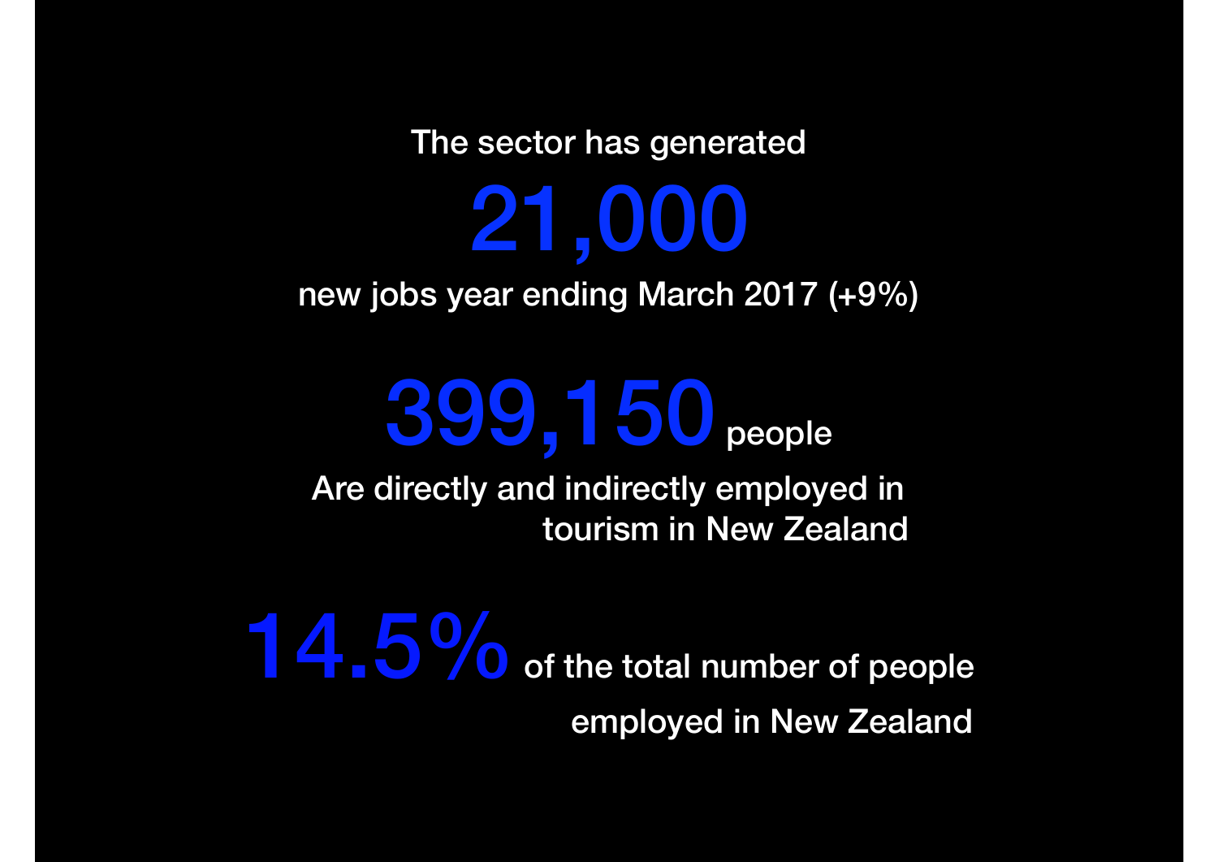The sector has generated

**21,000**

new jobs year ending March 2017 (+9%)

**399,150** people

Are directly and indirectly employed in tourism in New Zealand

**14.5%** of the total number of people employed in New Zealand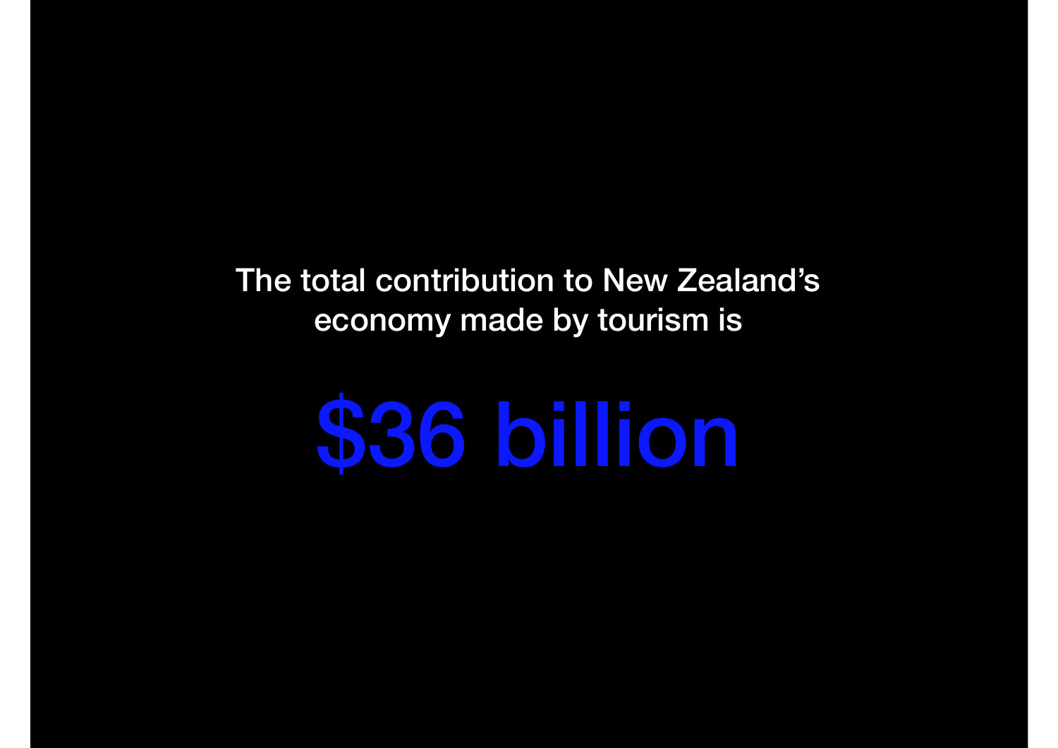The total contribution to New Zealand's economy made by tourism is

# $36 billion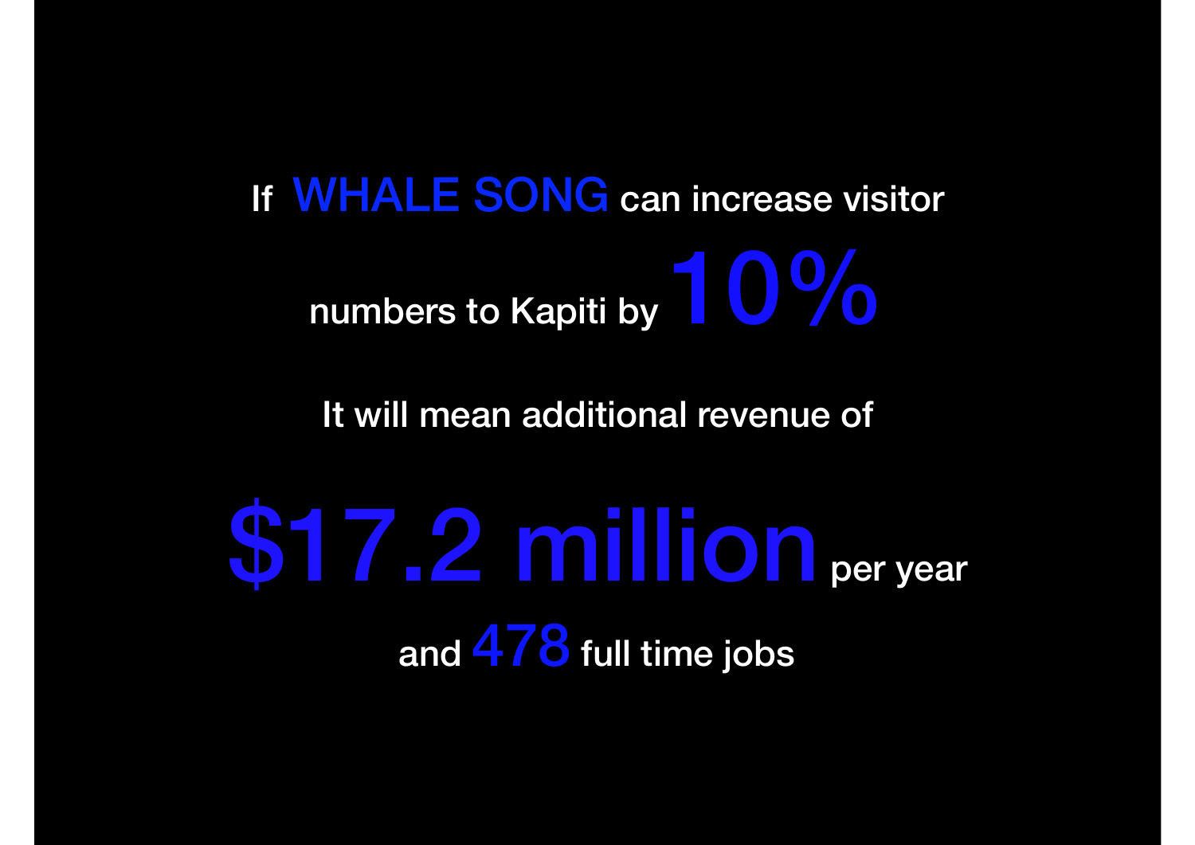If **WHALE SONG** can increase visitor numbers to Kapiti by **10%**

It will mean additional revenue of

**$17.2 million** per year

and **478** full time jobs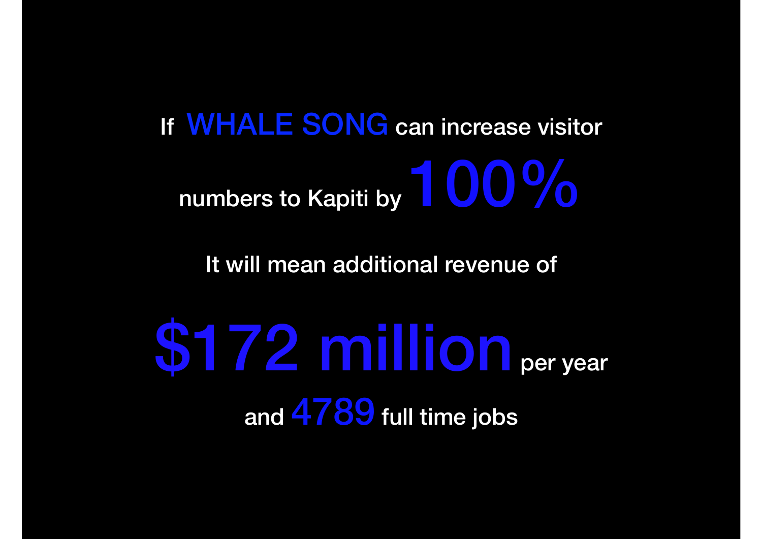If **WHALE SONG** can increase visitor numbers to Kapiti by **100%**

It will mean additional revenue of

**$172 million** per year

and **4789** full time jobs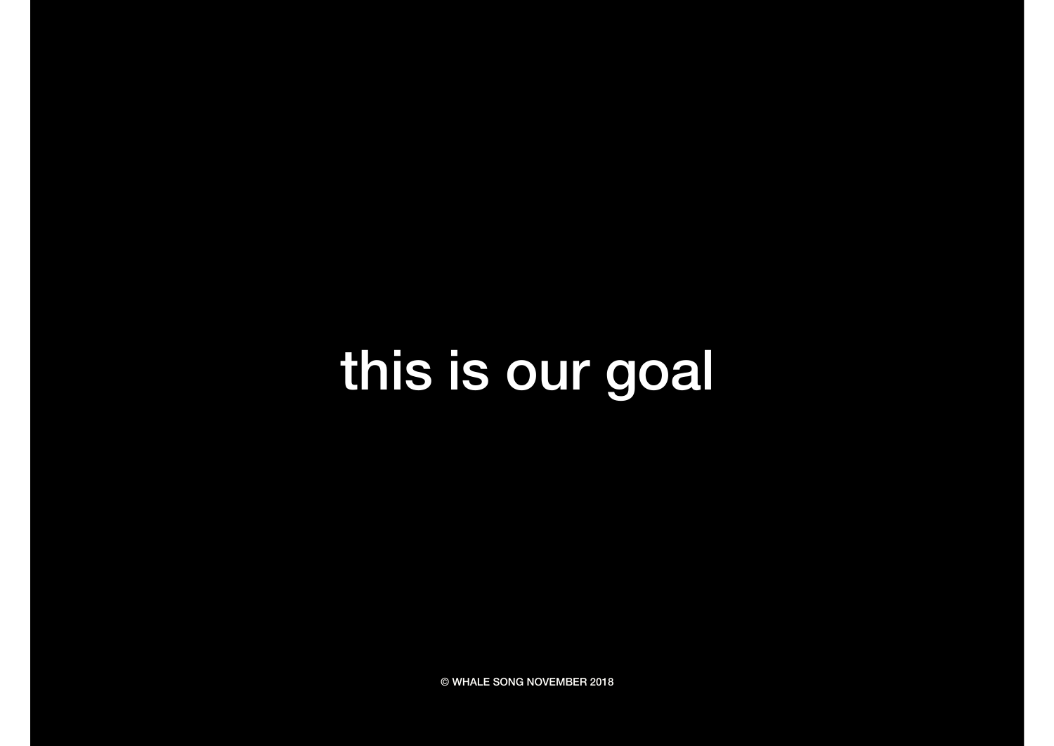this is our goal

© WHALE SONG NOVEMBER 2018